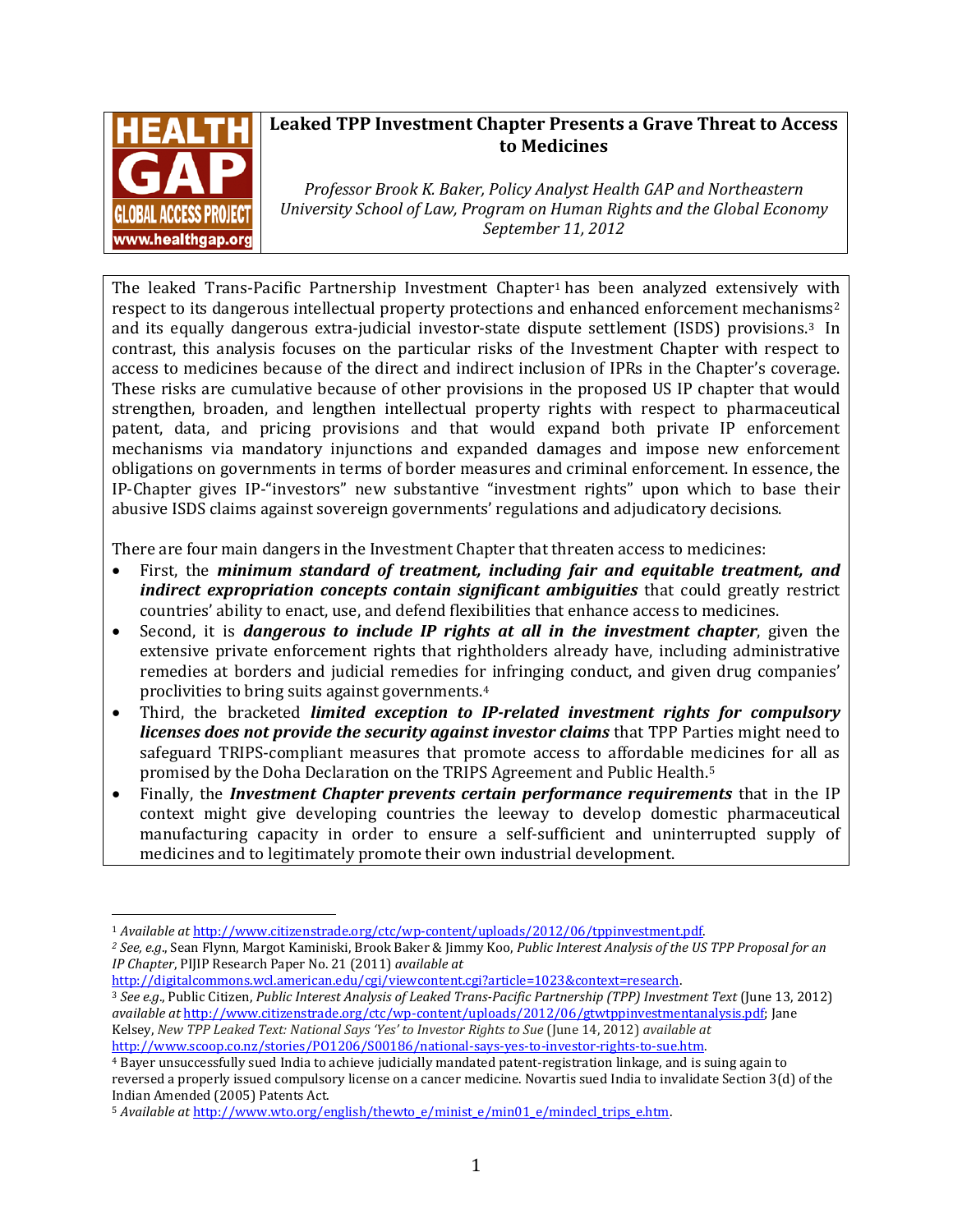HEALTH GAP GLOBAL ACCESS PROJECT www.healthgap.org

# Leaked TPP Investment Chapter Presents a Grave Threat to Access to Medicines

*Professor Brook K. Baker, Policy Analyst Health GAP and Northeastern University School of Law, Program on Human Rights and the Global Economy*
*September 11, 2012*

The leaked Trans-Pacific Partnership Investment Chapter[1] has been analyzed extensively with respect to its dangerous intellectual property protections and enhanced enforcement mechanisms[2] and its equally dangerous extra-judicial investor-state dispute settlement (ISDS) provisions.[3] In contrast, this analysis focuses on the particular risks of the Investment Chapter with respect to access to medicines because of the direct and indirect inclusion of IPRs in the Chapter's coverage. These risks are cumulative because of other provisions in the proposed US IP chapter that would strengthen, broaden, and lengthen intellectual property rights with respect to pharmaceutical patent, data, and pricing provisions and that would expand both private IP enforcement mechanisms via mandatory injunctions and expanded damages and impose new enforcement obligations on governments in terms of border measures and criminal enforcement. In essence, the IP-Chapter gives IP-"investors" new substantive "investment rights" upon which to base their abusive ISDS claims against sovereign governments' regulations and adjudicatory decisions.

There are four main dangers in the Investment Chapter that threaten access to medicines:

- First, the ***minimum standard of treatment, including fair and equitable treatment, and indirect expropriation concepts contain significant ambiguities*** that could greatly restrict countries' ability to enact, use, and defend flexibilities that enhance access to medicines.
- Second, it is ***dangerous to include IP rights at all in the investment chapter***, given the extensive private enforcement rights that rightholders already have, including administrative remedies at borders and judicial remedies for infringing conduct, and given drug companies' proclivities to bring suits against governments.[4]
- Third, the bracketed ***limited exception to IP-related investment rights for compulsory licenses does not provide the security against investor claims*** that TPP Parties might need to safeguard TRIPS-compliant measures that promote access to affordable medicines for all as promised by the Doha Declaration on the TRIPS Agreement and Public Health.[5]
- Finally, the ***Investment Chapter prevents certain performance requirements*** that in the IP context might give developing countries the leeway to develop domestic pharmaceutical manufacturing capacity in order to ensure a self-sufficient and uninterrupted supply of medicines and to legitimately promote their own industrial development.

---

[1] *Available at* http://www.citizenstrade.org/ctc/wp-content/uploads/2012/06/tppinvestment.pdf.

[2] *See, e.g.*, Sean Flynn, Margot Kaminiski, Brook Baker & Jimmy Koo, *Public Interest Analysis of the US TPP Proposal for an IP Chapter*, PIJIP Research Paper No. 21 (2011) *available at* http://digitalcommons.wcl.american.edu/cgi/viewcontent.cgi?article=1023&context=research.

[3] *See e.g.*, Public Citizen, *Public Interest Analysis of Leaked Trans-Pacific Partnership (TPP) Investment Text* (June 13, 2012) *available at* http://www.citizenstrade.org/ctc/wp-content/uploads/2012/06/gtwtppinvestmentanalysis.pdf; Jane Kelsey, *New TPP Leaked Text: National Says 'Yes' to Investor Rights to Sue* (June 14, 2012) *available at* http://www.scoop.co.nz/stories/PO1206/S00186/national-says-yes-to-investor-rights-to-sue.htm.

[4] Bayer unsuccessfully sued India to achieve judicially mandated patent-registration linkage, and is suing again to reversed a properly issued compulsory license on a cancer medicine. Novartis sued India to invalidate Section 3(d) of the Indian Amended (2005) Patents Act.

[5] *Available at* http://www.wto.org/english/thewto_e/minist_e/min01_e/mindecl_trips_e.htm.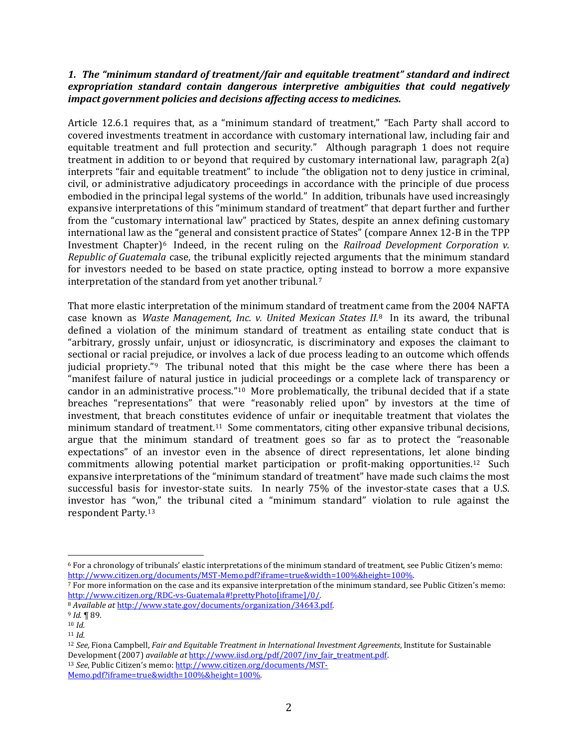***1. The "minimum standard of treatment/fair and equitable treatment" standard and indirect expropriation standard contain dangerous interpretive ambiguities that could negatively impact government policies and decisions affecting access to medicines.***

Article 12.6.1 requires that, as a "minimum standard of treatment," "Each Party shall accord to covered investments treatment in accordance with customary international law, including fair and equitable treatment and full protection and security." Although paragraph 1 does not require treatment in addition to or beyond that required by customary international law, paragraph 2(a) interprets "fair and equitable treatment" to include "the obligation not to deny justice in criminal, civil, or administrative adjudicatory proceedings in accordance with the principle of due process embodied in the principal legal systems of the world." In addition, tribunals have used increasingly expansive interpretations of this "minimum standard of treatment" that depart further and further from the "customary international law" practiced by States, despite an annex defining customary international law as the "general and consistent practice of States" (compare Annex 12-B in the TPP Investment Chapter)[6] Indeed, in the recent ruling on the *Railroad Development Corporation v. Republic of Guatemala* case, the tribunal explicitly rejected arguments that the minimum standard for investors needed to be based on state practice, opting instead to borrow a more expansive interpretation of the standard from yet another tribunal.[7]

That more elastic interpretation of the minimum standard of treatment came from the 2004 NAFTA case known as *Waste Management, Inc. v. United Mexican States II*.[8] In its award, the tribunal defined a violation of the minimum standard of treatment as entailing state conduct that is "arbitrary, grossly unfair, unjust or idiosyncratic, is discriminatory and exposes the claimant to sectional or racial prejudice, or involves a lack of due process leading to an outcome which offends judicial propriety."[9] The tribunal noted that this might be the case where there has been a "manifest failure of natural justice in judicial proceedings or a complete lack of transparency or candor in an administrative process."[10] More problematically, the tribunal decided that if a state breaches "representations" that were "reasonably relied upon" by investors at the time of investment, that breach constitutes evidence of unfair or inequitable treatment that violates the minimum standard of treatment.[11] Some commentators, citing other expansive tribunal decisions, argue that the minimum standard of treatment goes so far as to protect the "reasonable expectations" of an investor even in the absence of direct representations, let alone binding commitments allowing potential market participation or profit-making opportunities.[12] Such expansive interpretations of the "minimum standard of treatment" have made such claims the most successful basis for investor-state suits. In nearly 75% of the investor-state cases that a U.S. investor has "won," the tribunal cited a "minimum standard" violation to rule against the respondent Party.[13]

---

[6] For a chronology of tribunals' elastic interpretations of the minimum standard of treatment, see Public Citizen's memo: http://www.citizen.org/documents/MST-Memo.pdf?iframe=true&width=100%&height=100%.

[7] For more information on the case and its expansive interpretation of the minimum standard, see Public Citizen's memo: http://www.citizen.org/RDC-vs-Guatemala#!prettyPhoto[iframe]/0/.

[8] *Available at* http://www.state.gov/documents/organization/34643.pdf.

[9] *Id.* ¶ 89.

[10] *Id.*

[11] *Id.*

[12] *See*, Fiona Campbell, *Fair and Equitable Treatment in International Investment Agreements*, Institute for Sustainable Development (2007) *available at* http://www.iisd.org/pdf/2007/inv_fair_treatment.pdf.

[13] *See*, Public Citizen's memo: http://www.citizen.org/documents/MST-Memo.pdf?iframe=true&width=100%&height=100%.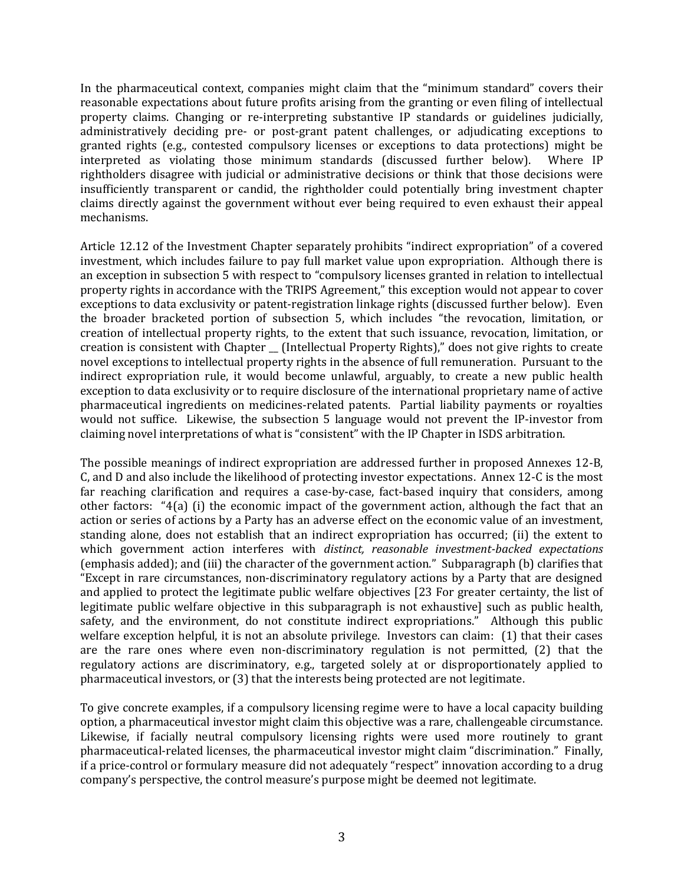In the pharmaceutical context, companies might claim that the "minimum standard" covers their reasonable expectations about future profits arising from the granting or even filing of intellectual property claims. Changing or re-interpreting substantive IP standards or guidelines judicially, administratively deciding pre- or post-grant patent challenges, or adjudicating exceptions to granted rights (e.g., contested compulsory licenses or exceptions to data protections) might be interpreted as violating those minimum standards (discussed further below). Where IP rightholders disagree with judicial or administrative decisions or think that those decisions were insufficiently transparent or candid, the rightholder could potentially bring investment chapter claims directly against the government without ever being required to even exhaust their appeal mechanisms.

Article 12.12 of the Investment Chapter separately prohibits "indirect expropriation" of a covered investment, which includes failure to pay full market value upon expropriation. Although there is an exception in subsection 5 with respect to "compulsory licenses granted in relation to intellectual property rights in accordance with the TRIPS Agreement," this exception would not appear to cover exceptions to data exclusivity or patent-registration linkage rights (discussed further below). Even the broader bracketed portion of subsection 5, which includes "the revocation, limitation, or creation of intellectual property rights, to the extent that such issuance, revocation, limitation, or creation is consistent with Chapter __ (Intellectual Property Rights)," does not give rights to create novel exceptions to intellectual property rights in the absence of full remuneration. Pursuant to the indirect expropriation rule, it would become unlawful, arguably, to create a new public health exception to data exclusivity or to require disclosure of the international proprietary name of active pharmaceutical ingredients on medicines-related patents. Partial liability payments or royalties would not suffice. Likewise, the subsection 5 language would not prevent the IP-investor from claiming novel interpretations of what is "consistent" with the IP Chapter in ISDS arbitration.

The possible meanings of indirect expropriation are addressed further in proposed Annexes 12-B, C, and D and also include the likelihood of protecting investor expectations. Annex 12-C is the most far reaching clarification and requires a case-by-case, fact-based inquiry that considers, among other factors: "4(a) (i) the economic impact of the government action, although the fact that an action or series of actions by a Party has an adverse effect on the economic value of an investment, standing alone, does not establish that an indirect expropriation has occurred; (ii) the extent to which government action interferes with *distinct, reasonable investment-backed expectations* (emphasis added); and (iii) the character of the government action." Subparagraph (b) clarifies that "Except in rare circumstances, non-discriminatory regulatory actions by a Party that are designed and applied to protect the legitimate public welfare objectives [23 For greater certainty, the list of legitimate public welfare objective in this subparagraph is not exhaustive] such as public health, safety, and the environment, do not constitute indirect expropriations." Although this public welfare exception helpful, it is not an absolute privilege. Investors can claim: (1) that their cases are the rare ones where even non-discriminatory regulation is not permitted, (2) that the regulatory actions are discriminatory, e.g., targeted solely at or disproportionately applied to pharmaceutical investors, or (3) that the interests being protected are not legitimate.

To give concrete examples, if a compulsory licensing regime were to have a local capacity building option, a pharmaceutical investor might claim this objective was a rare, challengeable circumstance. Likewise, if facially neutral compulsory licensing rights were used more routinely to grant pharmaceutical-related licenses, the pharmaceutical investor might claim "discrimination." Finally, if a price-control or formulary measure did not adequately "respect" innovation according to a drug company's perspective, the control measure's purpose might be deemed not legitimate.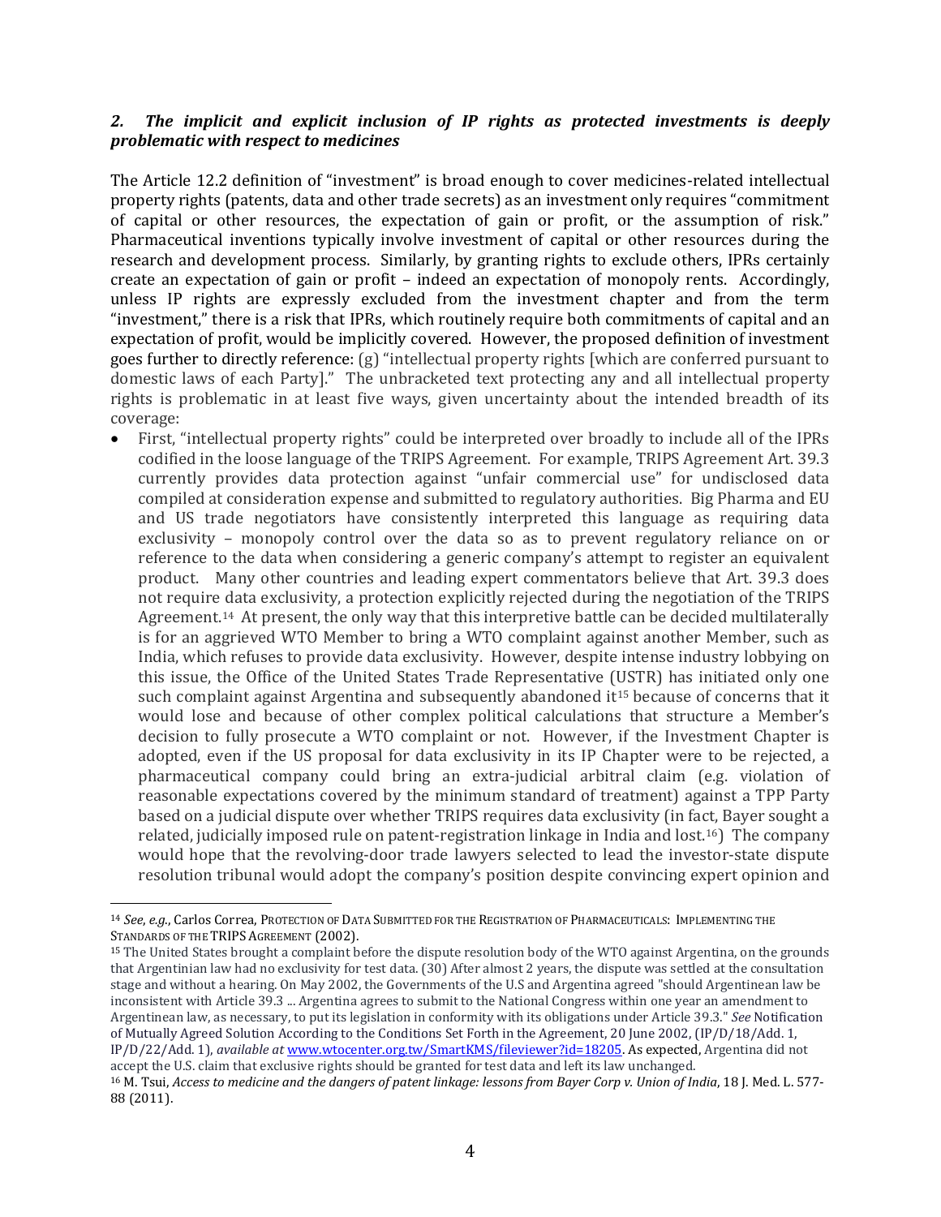### *2. The implicit and explicit inclusion of IP rights as protected investments is deeply problematic with respect to medicines*

The Article 12.2 definition of "investment" is broad enough to cover medicines-related intellectual property rights (patents, data and other trade secrets) as an investment only requires "commitment of capital or other resources, the expectation of gain or profit, or the assumption of risk." Pharmaceutical inventions typically involve investment of capital or other resources during the research and development process. Similarly, by granting rights to exclude others, IPRs certainly create an expectation of gain or profit – indeed an expectation of monopoly rents. Accordingly, unless IP rights are expressly excluded from the investment chapter and from the term "investment," there is a risk that IPRs, which routinely require both commitments of capital and an expectation of profit, would be implicitly covered. However, the proposed definition of investment goes further to directly reference: (g) "intellectual property rights [which are conferred pursuant to domestic laws of each Party]." The unbracketed text protecting any and all intellectual property rights is problematic in at least five ways, given uncertainty about the intended breadth of its coverage:

- First, "intellectual property rights" could be interpreted over broadly to include all of the IPRs codified in the loose language of the TRIPS Agreement. For example, TRIPS Agreement Art. 39.3 currently provides data protection against "unfair commercial use" for undisclosed data compiled at consideration expense and submitted to regulatory authorities. Big Pharma and EU and US trade negotiators have consistently interpreted this language as requiring data exclusivity – monopoly control over the data so as to prevent regulatory reliance on or reference to the data when considering a generic company's attempt to register an equivalent product. Many other countries and leading expert commentators believe that Art. 39.3 does not require data exclusivity, a protection explicitly rejected during the negotiation of the TRIPS Agreement.[14] At present, the only way that this interpretive battle can be decided multilaterally is for an aggrieved WTO Member to bring a WTO complaint against another Member, such as India, which refuses to provide data exclusivity. However, despite intense industry lobbying on this issue, the Office of the United States Trade Representative (USTR) has initiated only one such complaint against Argentina and subsequently abandoned it[15] because of concerns that it would lose and because of other complex political calculations that structure a Member's decision to fully prosecute a WTO complaint or not. However, if the Investment Chapter is adopted, even if the US proposal for data exclusivity in its IP Chapter were to be rejected, a pharmaceutical company could bring an extra-judicial arbitral claim (e.g. violation of reasonable expectations covered by the minimum standard of treatment) against a TPP Party based on a judicial dispute over whether TRIPS requires data exclusivity (in fact, Bayer sought a related, judicially imposed rule on patent-registration linkage in India and lost.[16]) The company would hope that the revolving-door trade lawyers selected to lead the investor-state dispute resolution tribunal would adopt the company's position despite convincing expert opinion and

---

[14] *See*, *e.g.*, Carlos Correa, PROTECTION OF DATA SUBMITTED FOR THE REGISTRATION OF PHARMACEUTICALS: IMPLEMENTING THE STANDARDS OF THE TRIPS AGREEMENT (2002).

[15] The United States brought a complaint before the dispute resolution body of the WTO against Argentina, on the grounds that Argentinian law had no exclusivity for test data. (30) After almost 2 years, the dispute was settled at the consultation stage and without a hearing. On May 2002, the Governments of the U.S and Argentina agreed "should Argentinean law be inconsistent with Article 39.3 ... Argentina agrees to submit to the National Congress within one year an amendment to Argentinean law, as necessary, to put its legislation in conformity with its obligations under Article 39.3." *See* Notification of Mutually Agreed Solution According to the Conditions Set Forth in the Agreement, 20 June 2002, (IP/D/18/Add. 1, IP/D/22/Add. 1), *available at* www.wtocenter.org.tw/SmartKMS/fileviewer?id=18205. As expected, Argentina did not accept the U.S. claim that exclusive rights should be granted for test data and left its law unchanged.

[16] M. Tsui, *Access to medicine and the dangers of patent linkage: lessons from Bayer Corp v. Union of India*, 18 J. Med. L. 577-88 (2011).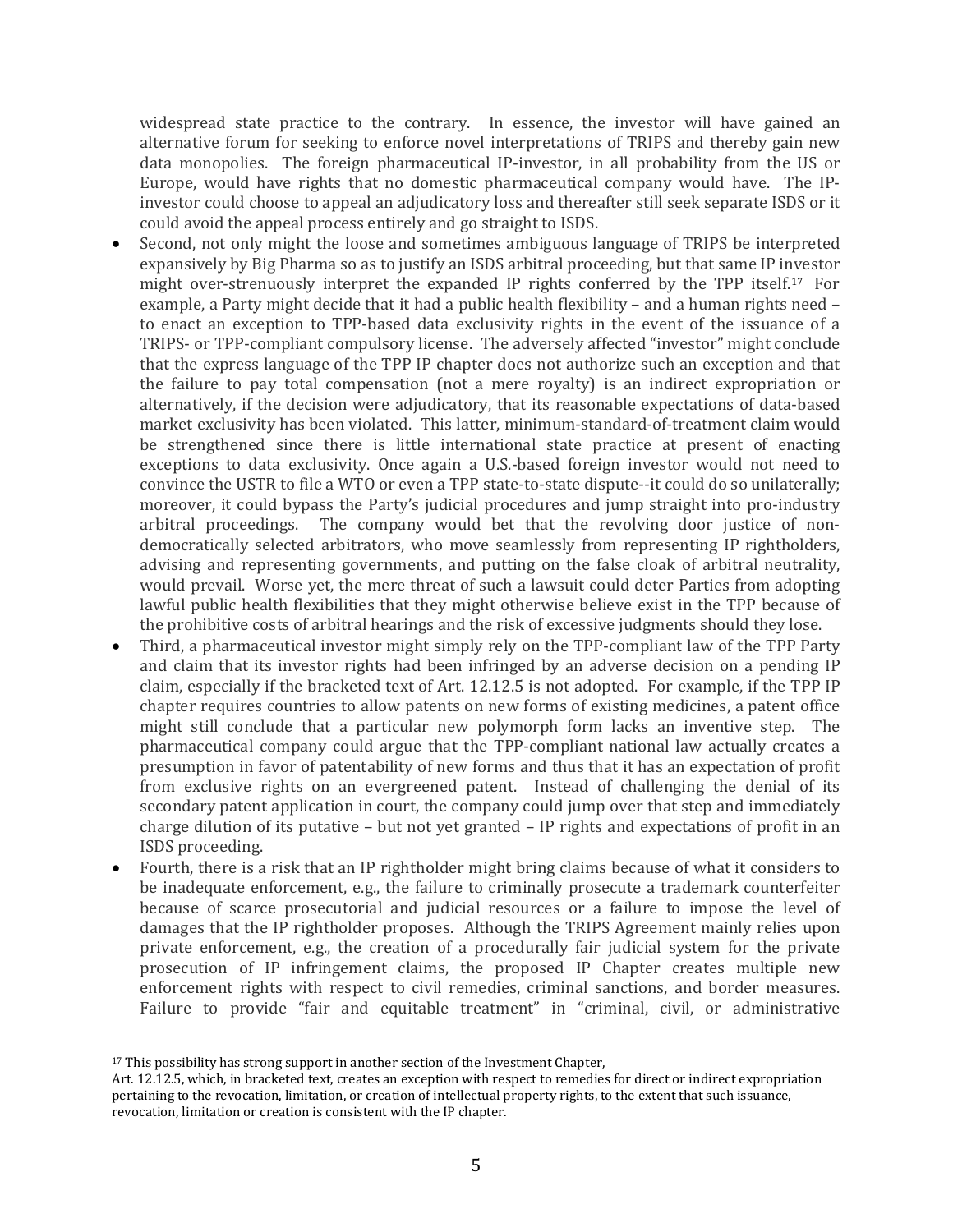widespread state practice to the contrary. In essence, the investor will have gained an alternative forum for seeking to enforce novel interpretations of TRIPS and thereby gain new data monopolies. The foreign pharmaceutical IP-investor, in all probability from the US or Europe, would have rights that no domestic pharmaceutical company would have. The IP-investor could choose to appeal an adjudicatory loss and thereafter still seek separate ISDS or it could avoid the appeal process entirely and go straight to ISDS.

- Second, not only might the loose and sometimes ambiguous language of TRIPS be interpreted expansively by Big Pharma so as to justify an ISDS arbitral proceeding, but that same IP investor might over-strenuously interpret the expanded IP rights conferred by the TPP itself.[17] For example, a Party might decide that it had a public health flexibility – and a human rights need – to enact an exception to TPP-based data exclusivity rights in the event of the issuance of a TRIPS- or TPP-compliant compulsory license. The adversely affected "investor" might conclude that the express language of the TPP IP chapter does not authorize such an exception and that the failure to pay total compensation (not a mere royalty) is an indirect expropriation or alternatively, if the decision were adjudicatory, that its reasonable expectations of data-based market exclusivity has been violated. This latter, minimum-standard-of-treatment claim would be strengthened since there is little international state practice at present of enacting exceptions to data exclusivity. Once again a U.S.-based foreign investor would not need to convince the USTR to file a WTO or even a TPP state-to-state dispute--it could do so unilaterally; moreover, it could bypass the Party's judicial procedures and jump straight into pro-industry arbitral proceedings. The company would bet that the revolving door justice of non-democratically selected arbitrators, who move seamlessly from representing IP rightholders, advising and representing governments, and putting on the false cloak of arbitral neutrality, would prevail. Worse yet, the mere threat of such a lawsuit could deter Parties from adopting lawful public health flexibilities that they might otherwise believe exist in the TPP because of the prohibitive costs of arbitral hearings and the risk of excessive judgments should they lose.
- Third, a pharmaceutical investor might simply rely on the TPP-compliant law of the TPP Party and claim that its investor rights had been infringed by an adverse decision on a pending IP claim, especially if the bracketed text of Art. 12.12.5 is not adopted. For example, if the TPP IP chapter requires countries to allow patents on new forms of existing medicines, a patent office might still conclude that a particular new polymorph form lacks an inventive step. The pharmaceutical company could argue that the TPP-compliant national law actually creates a presumption in favor of patentability of new forms and thus that it has an expectation of profit from exclusive rights on an evergreened patent. Instead of challenging the denial of its secondary patent application in court, the company could jump over that step and immediately charge dilution of its putative – but not yet granted – IP rights and expectations of profit in an ISDS proceeding.
- Fourth, there is a risk that an IP rightholder might bring claims because of what it considers to be inadequate enforcement, e.g., the failure to criminally prosecute a trademark counterfeiter because of scarce prosecutorial and judicial resources or a failure to impose the level of damages that the IP rightholder proposes. Although the TRIPS Agreement mainly relies upon private enforcement, e.g., the creation of a procedurally fair judicial system for the private prosecution of IP infringement claims, the proposed IP Chapter creates multiple new enforcement rights with respect to civil remedies, criminal sanctions, and border measures. Failure to provide "fair and equitable treatment" in "criminal, civil, or administrative

---

[17] This possibility has strong support in another section of the Investment Chapter, Art. 12.12.5, which, in bracketed text, creates an exception with respect to remedies for direct or indirect expropriation pertaining to the revocation, limitation, or creation of intellectual property rights, to the extent that such issuance, revocation, limitation or creation is consistent with the IP chapter.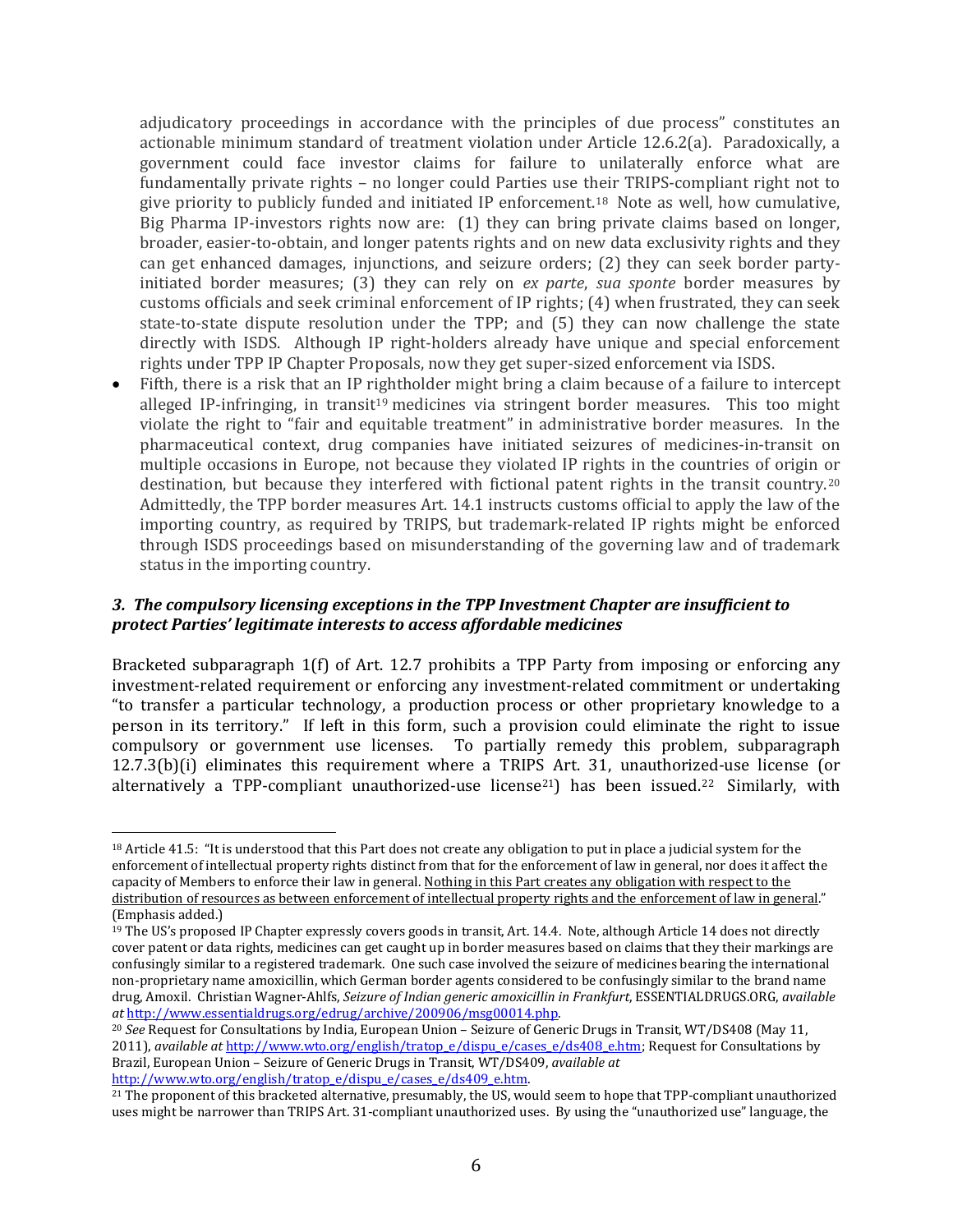adjudicatory proceedings in accordance with the principles of due process" constitutes an actionable minimum standard of treatment violation under Article 12.6.2(a). Paradoxically, a government could face investor claims for failure to unilaterally enforce what are fundamentally private rights – no longer could Parties use their TRIPS-compliant right not to give priority to publicly funded and initiated IP enforcement.[18] Note as well, how cumulative, Big Pharma IP-investors rights now are: (1) they can bring private claims based on longer, broader, easier-to-obtain, and longer patents rights and on new data exclusivity rights and they can get enhanced damages, injunctions, and seizure orders; (2) they can seek border party-initiated border measures; (3) they can rely on *ex parte*, *sua sponte* border measures by customs officials and seek criminal enforcement of IP rights; (4) when frustrated, they can seek state-to-state dispute resolution under the TPP; and (5) they can now challenge the state directly with ISDS. Although IP right-holders already have unique and special enforcement rights under TPP IP Chapter Proposals, now they get super-sized enforcement via ISDS.

- Fifth, there is a risk that an IP rightholder might bring a claim because of a failure to intercept alleged IP-infringing, in transit[19] medicines via stringent border measures. This too might violate the right to "fair and equitable treatment" in administrative border measures. In the pharmaceutical context, drug companies have initiated seizures of medicines-in-transit on multiple occasions in Europe, not because they violated IP rights in the countries of origin or destination, but because they interfered with fictional patent rights in the transit country.[20] Admittedly, the TPP border measures Art. 14.1 instructs customs official to apply the law of the importing country, as required by TRIPS, but trademark-related IP rights might be enforced through ISDS proceedings based on misunderstanding of the governing law and of trademark status in the importing country.

### *3. The compulsory licensing exceptions in the TPP Investment Chapter are insufficient to protect Parties' legitimate interests to access affordable medicines*

Bracketed subparagraph 1(f) of Art. 12.7 prohibits a TPP Party from imposing or enforcing any investment-related requirement or enforcing any investment-related commitment or undertaking "to transfer a particular technology, a production process or other proprietary knowledge to a person in its territory." If left in this form, such a provision could eliminate the right to issue compulsory or government use licenses. To partially remedy this problem, subparagraph 12.7.3(b)(i) eliminates this requirement where a TRIPS Art. 31, unauthorized-use license (or alternatively a TPP-compliant unauthorized-use license[21]) has been issued.[22] Similarly, with

---

[18] Article 41.5: "It is understood that this Part does not create any obligation to put in place a judicial system for the enforcement of intellectual property rights distinct from that for the enforcement of law in general, nor does it affect the capacity of Members to enforce their law in general. Nothing in this Part creates any obligation with respect to the distribution of resources as between enforcement of intellectual property rights and the enforcement of law in general." (Emphasis added.)

[19] The US's proposed IP Chapter expressly covers goods in transit, Art. 14.4. Note, although Article 14 does not directly cover patent or data rights, medicines can get caught up in border measures based on claims that they their markings are confusingly similar to a registered trademark. One such case involved the seizure of medicines bearing the international non-proprietary name amoxicillin, which German border agents considered to be confusingly similar to the brand name drug, Amoxil. Christian Wagner-Ahlfs, *Seizure of Indian generic amoxicillin in Frankfurt*, ESSENTIALDRUGS.ORG, *available at* http://www.essentialdrugs.org/edrug/archive/200906/msg00014.php.

[20] *See* Request for Consultations by India, European Union – Seizure of Generic Drugs in Transit, WT/DS408 (May 11, 2011), *available at* http://www.wto.org/english/tratop_e/dispu_e/cases_e/ds408_e.htm; Request for Consultations by Brazil, European Union – Seizure of Generic Drugs in Transit, WT/DS409, *available at* http://www.wto.org/english/tratop_e/dispu_e/cases_e/ds409_e.htm.

[21] The proponent of this bracketed alternative, presumably, the US, would seem to hope that TPP-compliant unauthorized uses might be narrower than TRIPS Art. 31-compliant unauthorized uses. By using the "unauthorized use" language, the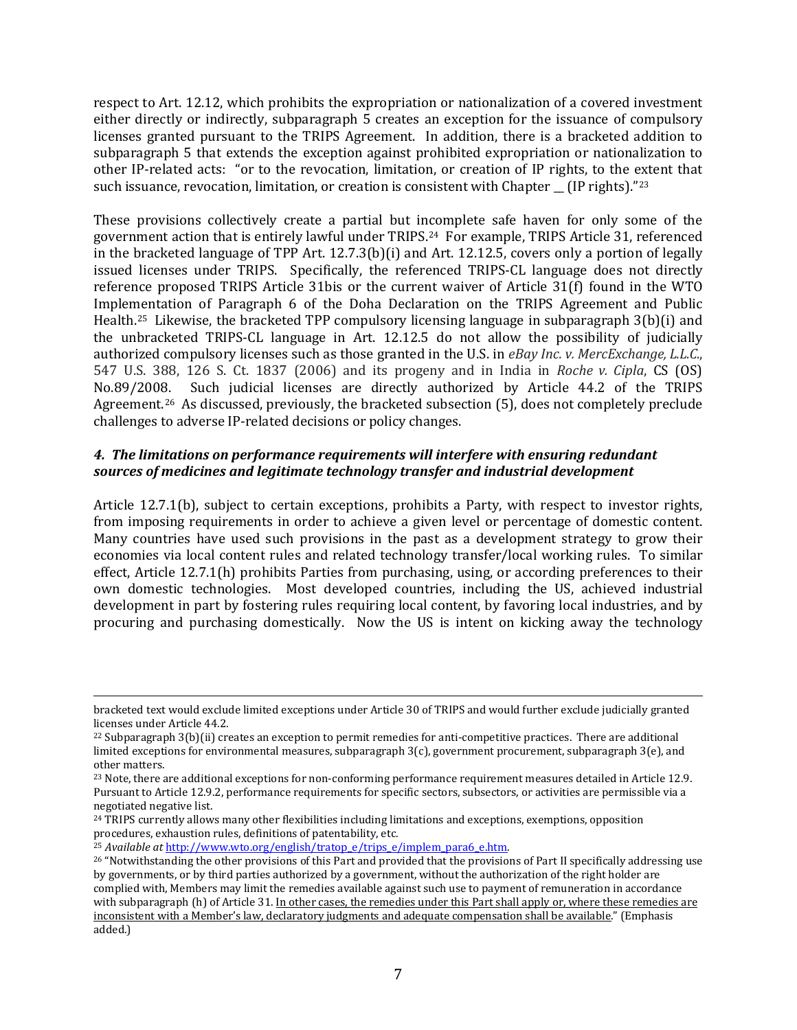respect to Art. 12.12, which prohibits the expropriation or nationalization of a covered investment either directly or indirectly, subparagraph 5 creates an exception for the issuance of compulsory licenses granted pursuant to the TRIPS Agreement. In addition, there is a bracketed addition to subparagraph 5 that extends the exception against prohibited expropriation or nationalization to other IP-related acts: "or to the revocation, limitation, or creation of IP rights, to the extent that such issuance, revocation, limitation, or creation is consistent with Chapter __ (IP rights)."[23]

These provisions collectively create a partial but incomplete safe haven for only some of the government action that is entirely lawful under TRIPS.[24] For example, TRIPS Article 31, referenced in the bracketed language of TPP Art. 12.7.3(b)(i) and Art. 12.12.5, covers only a portion of legally issued licenses under TRIPS. Specifically, the referenced TRIPS-CL language does not directly reference proposed TRIPS Article 31bis or the current waiver of Article 31(f) found in the WTO Implementation of Paragraph 6 of the Doha Declaration on the TRIPS Agreement and Public Health.[25] Likewise, the bracketed TPP compulsory licensing language in subparagraph 3(b)(i) and the unbracketed TRIPS-CL language in Art. 12.12.5 do not allow the possibility of judicially authorized compulsory licenses such as those granted in the U.S. in *eBay Inc. v. MercExchange, L.L.C.*, 547 U.S. 388, 126 S. Ct. 1837 (2006) and its progeny and in India in *Roche v. Cipla*, CS (OS) No.89/2008. Such judicial licenses are directly authorized by Article 44.2 of the TRIPS Agreement.[26] As discussed, previously, the bracketed subsection (5), does not completely preclude challenges to adverse IP-related decisions or policy changes.

***4. The limitations on performance requirements will interfere with ensuring redundant sources of medicines and legitimate technology transfer and industrial development***

Article 12.7.1(b), subject to certain exceptions, prohibits a Party, with respect to investor rights, from imposing requirements in order to achieve a given level or percentage of domestic content. Many countries have used such provisions in the past as a development strategy to grow their economies via local content rules and related technology transfer/local working rules. To similar effect, Article 12.7.1(h) prohibits Parties from purchasing, using, or according preferences to their own domestic technologies. Most developed countries, including the US, achieved industrial development in part by fostering rules requiring local content, by favoring local industries, and by procuring and purchasing domestically. Now the US is intent on kicking away the technology

---

bracketed text would exclude limited exceptions under Article 30 of TRIPS and would further exclude judicially granted licenses under Article 44.2.

[22] Subparagraph 3(b)(ii) creates an exception to permit remedies for anti-competitive practices. There are additional limited exceptions for environmental measures, subparagraph 3(c), government procurement, subparagraph 3(e), and other matters.

[23] Note, there are additional exceptions for non-conforming performance requirement measures detailed in Article 12.9. Pursuant to Article 12.9.2, performance requirements for specific sectors, subsectors, or activities are permissible via a negotiated negative list.

[24] TRIPS currently allows many other flexibilities including limitations and exceptions, exemptions, opposition procedures, exhaustion rules, definitions of patentability, etc.

[25] *Available at* http://www.wto.org/english/tratop_e/trips_e/implem_para6_e.htm.

[26] "Notwithstanding the other provisions of this Part and provided that the provisions of Part II specifically addressing use by governments, or by third parties authorized by a government, without the authorization of the right holder are complied with, Members may limit the remedies available against such use to payment of remuneration in accordance with subparagraph (h) of Article 31. <u>In other cases, the remedies under this Part shall apply or, where these remedies are inconsistent with a Member's law, declaratory judgments and adequate compensation shall be available</u>." (Emphasis added.)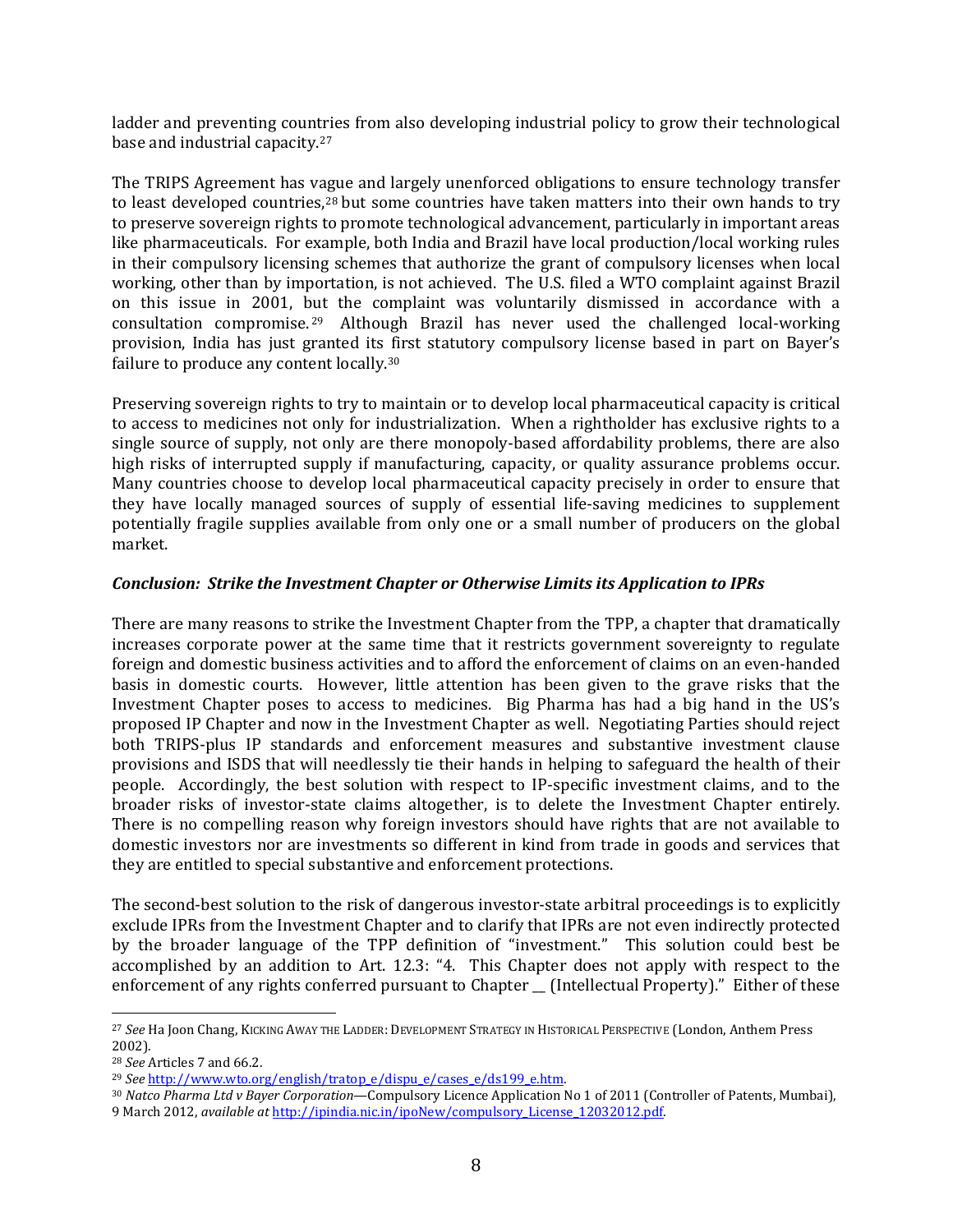ladder and preventing countries from also developing industrial policy to grow their technological base and industrial capacity.[27]

The TRIPS Agreement has vague and largely unenforced obligations to ensure technology transfer to least developed countries,[28] but some countries have taken matters into their own hands to try to preserve sovereign rights to promote technological advancement, particularly in important areas like pharmaceuticals. For example, both India and Brazil have local production/local working rules in their compulsory licensing schemes that authorize the grant of compulsory licenses when local working, other than by importation, is not achieved. The U.S. filed a WTO complaint against Brazil on this issue in 2001, but the complaint was voluntarily dismissed in accordance with a consultation compromise.[29] Although Brazil has never used the challenged local-working provision, India has just granted its first statutory compulsory license based in part on Bayer's failure to produce any content locally.[30]

Preserving sovereign rights to try to maintain or to develop local pharmaceutical capacity is critical to access to medicines not only for industrialization. When a rightholder has exclusive rights to a single source of supply, not only are there monopoly-based affordability problems, there are also high risks of interrupted supply if manufacturing, capacity, or quality assurance problems occur. Many countries choose to develop local pharmaceutical capacity precisely in order to ensure that they have locally managed sources of supply of essential life-saving medicines to supplement potentially fragile supplies available from only one or a small number of producers on the global market.

### *Conclusion: Strike the Investment Chapter or Otherwise Limits its Application to IPRs*

There are many reasons to strike the Investment Chapter from the TPP, a chapter that dramatically increases corporate power at the same time that it restricts government sovereignty to regulate foreign and domestic business activities and to afford the enforcement of claims on an even-handed basis in domestic courts. However, little attention has been given to the grave risks that the Investment Chapter poses to access to medicines. Big Pharma has had a big hand in the US's proposed IP Chapter and now in the Investment Chapter as well. Negotiating Parties should reject both TRIPS-plus IP standards and enforcement measures and substantive investment clause provisions and ISDS that will needlessly tie their hands in helping to safeguard the health of their people. Accordingly, the best solution with respect to IP-specific investment claims, and to the broader risks of investor-state claims altogether, is to delete the Investment Chapter entirely. There is no compelling reason why foreign investors should have rights that are not available to domestic investors nor are investments so different in kind from trade in goods and services that they are entitled to special substantive and enforcement protections.

The second-best solution to the risk of dangerous investor-state arbitral proceedings is to explicitly exclude IPRs from the Investment Chapter and to clarify that IPRs are not even indirectly protected by the broader language of the TPP definition of "investment." This solution could best be accomplished by an addition to Art. 12.3: "4. This Chapter does not apply with respect to the enforcement of any rights conferred pursuant to Chapter __ (Intellectual Property)." Either of these

---

[27] *See* Ha Joon Chang, KICKING AWAY THE LADDER: DEVELOPMENT STRATEGY IN HISTORICAL PERSPECTIVE (London, Anthem Press 2002).

[28] *See* Articles 7 and 66.2.

[29] *See* http://www.wto.org/english/tratop_e/dispu_e/cases_e/ds199_e.htm.

[30] *Natco Pharma Ltd v Bayer Corporation*—Compulsory Licence Application No 1 of 2011 (Controller of Patents, Mumbai), 9 March 2012, *available at* http://ipindia.nic.in/ipoNew/compulsory_License_12032012.pdf.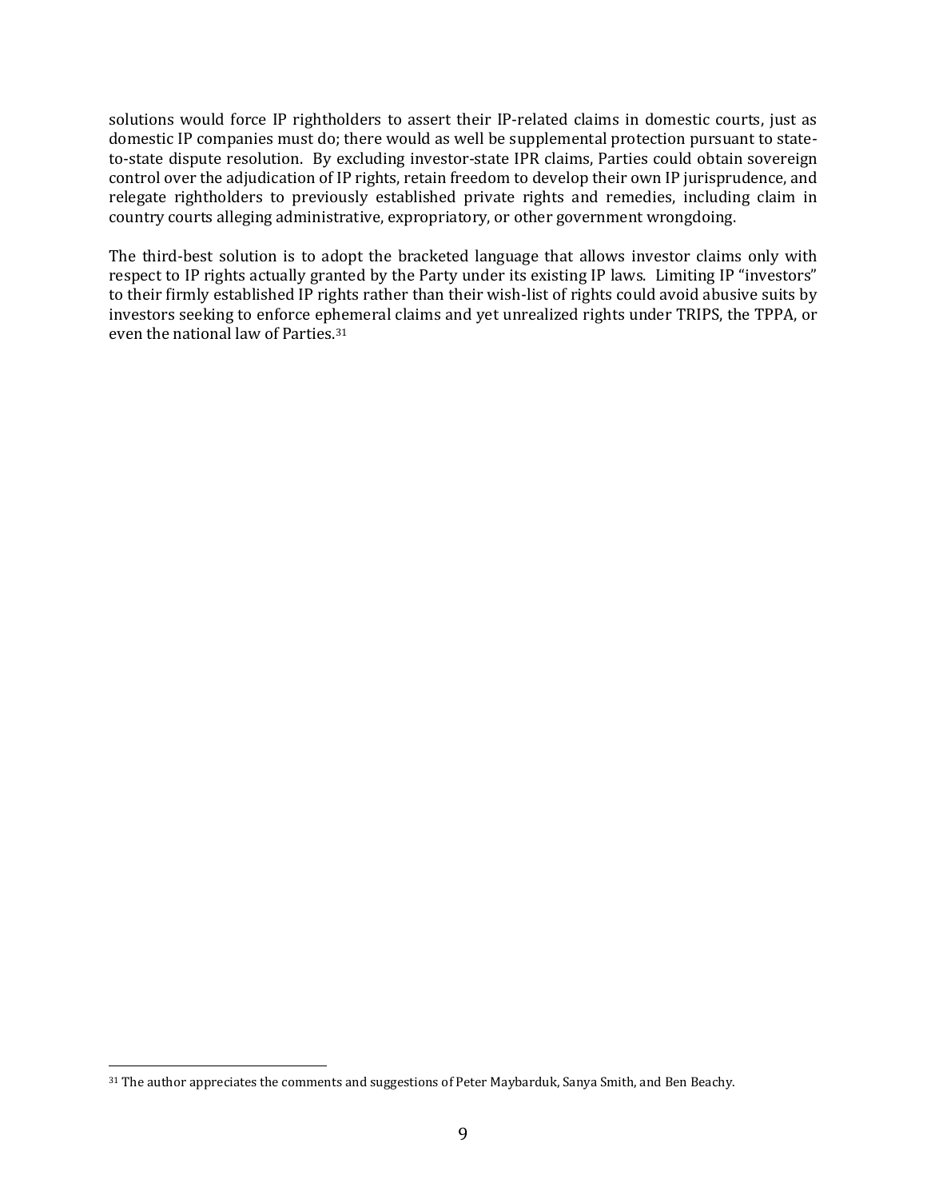solutions would force IP rightholders to assert their IP-related claims in domestic courts, just as domestic IP companies must do; there would as well be supplemental protection pursuant to state-to-state dispute resolution. By excluding investor-state IPR claims, Parties could obtain sovereign control over the adjudication of IP rights, retain freedom to develop their own IP jurisprudence, and relegate rightholders to previously established private rights and remedies, including claim in country courts alleging administrative, expropriatory, or other government wrongdoing.

The third-best solution is to adopt the bracketed language that allows investor claims only with respect to IP rights actually granted by the Party under its existing IP laws. Limiting IP "investors" to their firmly established IP rights rather than their wish-list of rights could avoid abusive suits by investors seeking to enforce ephemeral claims and yet unrealized rights under TRIPS, the TPPA, or even the national law of Parties.[31]

[31] The author appreciates the comments and suggestions of Peter Maybarduk, Sanya Smith, and Ben Beachy.